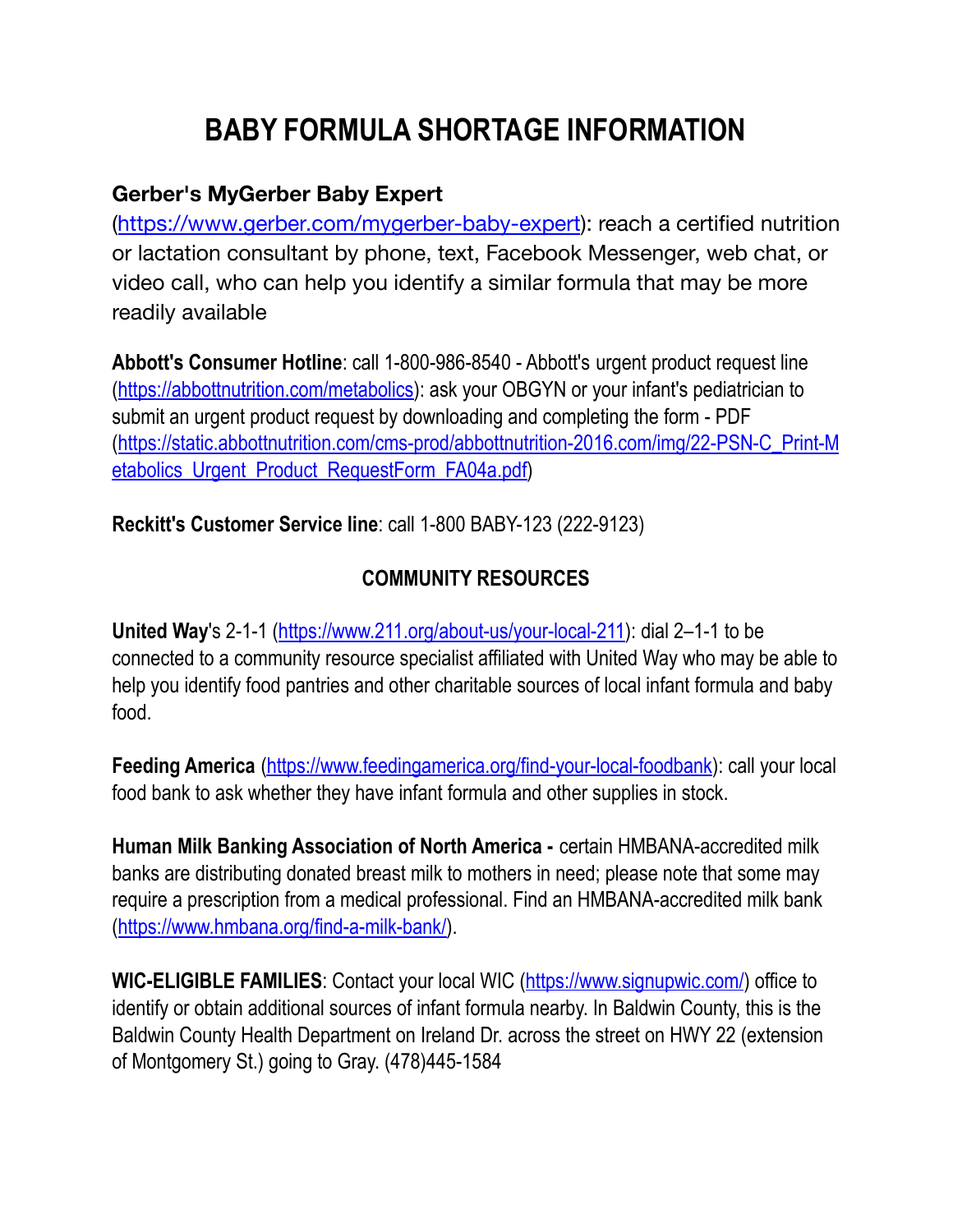# BABY FORMULA SHORTAGE INFORMATION

**Gerber's MyGerber Baby Expert** (https://www.gerber.com/mygerber-baby-expert): reach a certified nutrition or lactation consultant by phone, text, Facebook Messenger, web chat, or video call, who can help you identify a similar formula that may be more readily available

**Abbott's Consumer Hotline**: call 1-800-986-8540 - Abbott's urgent product request line (https://abbottnutrition.com/metabolics): ask your OBGYN or your infant's pediatrician to submit an urgent product request by downloading and completing the form - PDF (https://static.abbottnutrition.com/cms-prod/abbottnutrition-2016.com/img/22-PSN-C_Print-Metabolics_Urgent_Product_RequestForm_FA04a.pdf)

**Reckitt's Customer Service line**: call 1-800 BABY-123 (222-9123)

## COMMUNITY RESOURCES

**United Way**'s 2-1-1 (https://www.211.org/about-us/your-local-211): dial 2–1-1 to be connected to a community resource specialist affiliated with United Way who may be able to help you identify food pantries and other charitable sources of local infant formula and baby food.

**Feeding America** (https://www.feedingamerica.org/find-your-local-foodbank): call your local food bank to ask whether they have infant formula and other supplies in stock.

**Human Milk Banking Association of North America -** certain HMBANA-accredited milk banks are distributing donated breast milk to mothers in need; please note that some may require a prescription from a medical professional. Find an HMBANA-accredited milk bank (https://www.hmbana.org/find-a-milk-bank/).

**WIC-ELIGIBLE FAMILIES**: Contact your local WIC (https://www.signupwic.com/) office to identify or obtain additional sources of infant formula nearby. In Baldwin County, this is the Baldwin County Health Department on Ireland Dr. across the street on HWY 22 (extension of Montgomery St.) going to Gray. (478)445-1584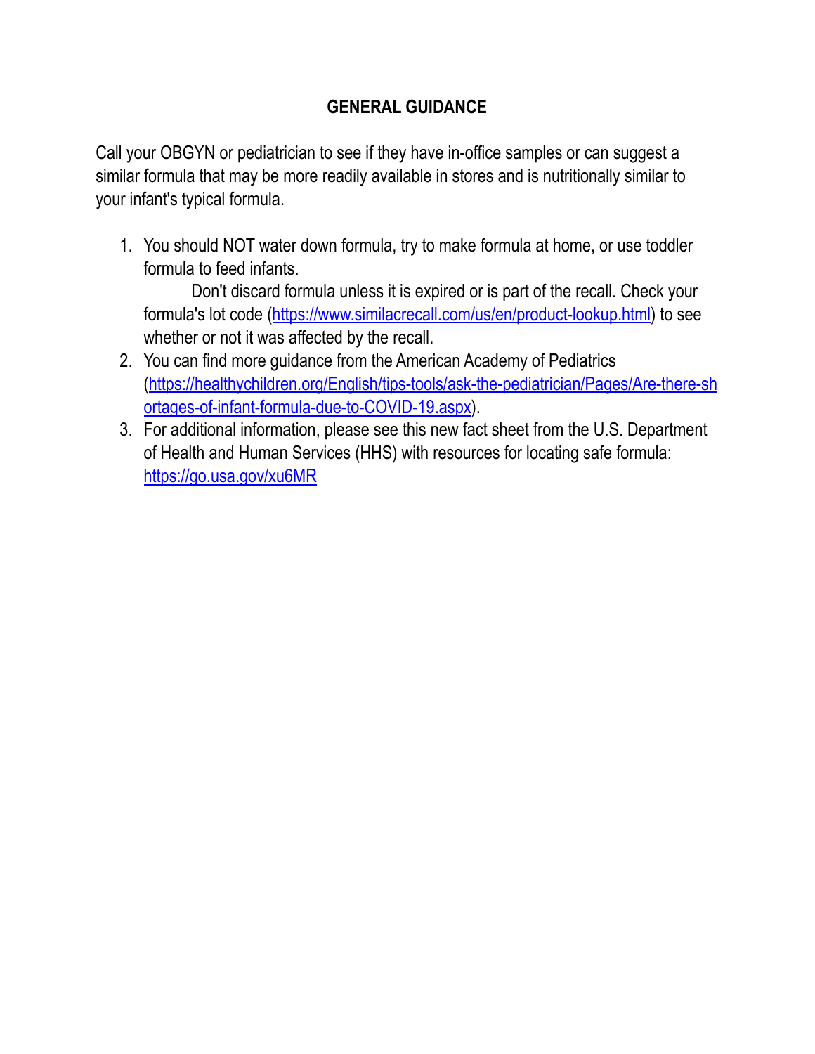## GENERAL GUIDANCE

Call your OBGYN or pediatrician to see if they have in-office samples or can suggest a similar formula that may be more readily available in stores and is nutritionally similar to your infant's typical formula.

1. You should NOT water down formula, try to make formula at home, or use toddler formula to feed infants.
   Don't discard formula unless it is expired or is part of the recall. Check your formula's lot code ([https://www.similacrecall.com/us/en/product-lookup.html](https://www.similacrecall.com/us/en/product-lookup.html)) to see whether or not it was affected by the recall.
2. You can find more guidance from the American Academy of Pediatrics ([https://healthychildren.org/English/tips-tools/ask-the-pediatrician/Pages/Are-there-shortages-of-infant-formula-due-to-COVID-19.aspx](https://healthychildren.org/English/tips-tools/ask-the-pediatrician/Pages/Are-there-shortages-of-infant-formula-due-to-COVID-19.aspx)).
3. For additional information, please see this new fact sheet from the U.S. Department of Health and Human Services (HHS) with resources for locating safe formula: [https://go.usa.gov/xu6MR](https://go.usa.gov/xu6MR)